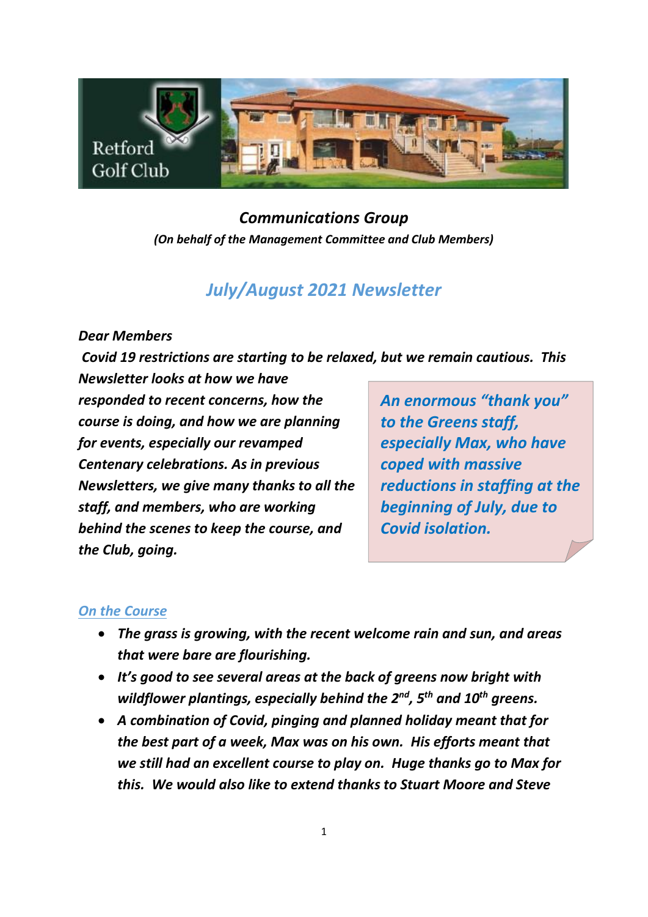Retford Golf Club

***Communications Group***

***(On behalf of the Management Committee and Club Members)***

# *July/August 2021 Newsletter*

***Dear Members***

***Covid 19 restrictions are starting to be relaxed, but we remain cautious. This Newsletter looks at how we have responded to recent concerns, how the course is doing, and how we are planning for events, especially our revamped Centenary celebrations. As in previous Newsletters, we give many thanks to all the staff, and members, who are working behind the scenes to keep the course, and the Club, going.***

> ***An enormous "thank you" to the Greens staff, especially Max, who have coped with massive reductions in staffing at the beginning of July, due to Covid isolation.***

## *On the Course*

- ***The grass is growing, with the recent welcome rain and sun, and areas that were bare are flourishing.***
- ***It's good to see several areas at the back of greens now bright with wildflower plantings, especially behind the 2nd, 5th and 10th greens.***
- ***A combination of Covid, pinging and planned holiday meant that for the best part of a week, Max was on his own. His efforts meant that we still had an excellent course to play on. Huge thanks go to Max for this. We would also like to extend thanks to Stuart Moore and Steve***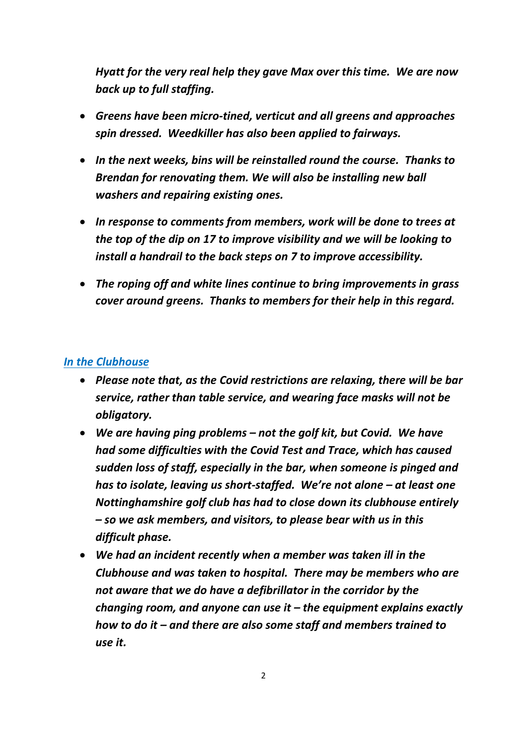***Hyatt for the very real help they gave Max over this time. We are now back up to full staffing.***

- ***Greens have been micro-tined, verticut and all greens and approaches spin dressed. Weedkiller has also been applied to fairways.***
- ***In the next weeks, bins will be reinstalled round the course. Thanks to Brendan for renovating them. We will also be installing new ball washers and repairing existing ones.***
- ***In response to comments from members, work will be done to trees at the top of the dip on 17 to improve visibility and we will be looking to install a handrail to the back steps on 7 to improve accessibility.***
- ***The roping off and white lines continue to bring improvements in grass cover around greens. Thanks to members for their help in this regard.***

## ***In the Clubhouse***

- ***Please note that, as the Covid restrictions are relaxing, there will be bar service, rather than table service, and wearing face masks will not be obligatory.***
- ***We are having ping problems – not the golf kit, but Covid. We have had some difficulties with the Covid Test and Trace, which has caused sudden loss of staff, especially in the bar, when someone is pinged and has to isolate, leaving us short-staffed. We're not alone – at least one Nottinghamshire golf club has had to close down its clubhouse entirely – so we ask members, and visitors, to please bear with us in this difficult phase.***
- ***We had an incident recently when a member was taken ill in the Clubhouse and was taken to hospital. There may be members who are not aware that we do have a defibrillator in the corridor by the changing room, and anyone can use it – the equipment explains exactly how to do it – and there are also some staff and members trained to use it.***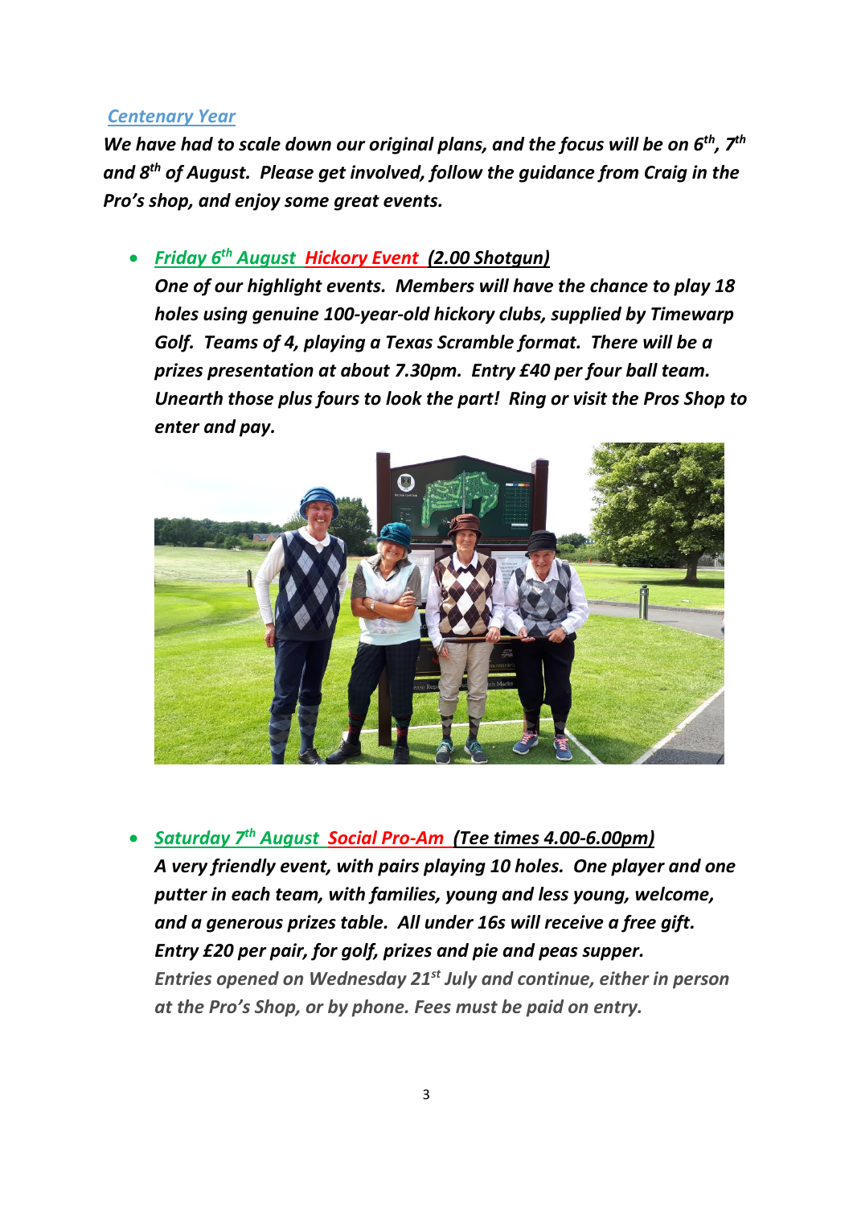## *Centenary Year*

***We have had to scale down our original plans, and the focus will be on 6th, 7th and 8th of August. Please get involved, follow the guidance from Craig in the Pro's shop, and enjoy some great events.***

- ***Friday 6th August Hickory Event (2.00 Shotgun)***
  ***One of our highlight events. Members will have the chance to play 18 holes using genuine 100-year-old hickory clubs, supplied by Timewarp Golf. Teams of 4, playing a Texas Scramble format. There will be a prizes presentation at about 7.30pm. Entry £40 per four ball team. Unearth those plus fours to look the part! Ring or visit the Pros Shop to enter and pay.***

- ***Saturday 7th August Social Pro-Am (Tee times 4.00-6.00pm)***
  ***A very friendly event, with pairs playing 10 holes. One player and one putter in each team, with families, young and less young, welcome, and a generous prizes table. All under 16s will receive a free gift. Entry £20 per pair, for golf, prizes and pie and peas supper.***
  ***Entries opened on Wednesday 21st July and continue, either in person at the Pro's Shop, or by phone. Fees must be paid on entry.***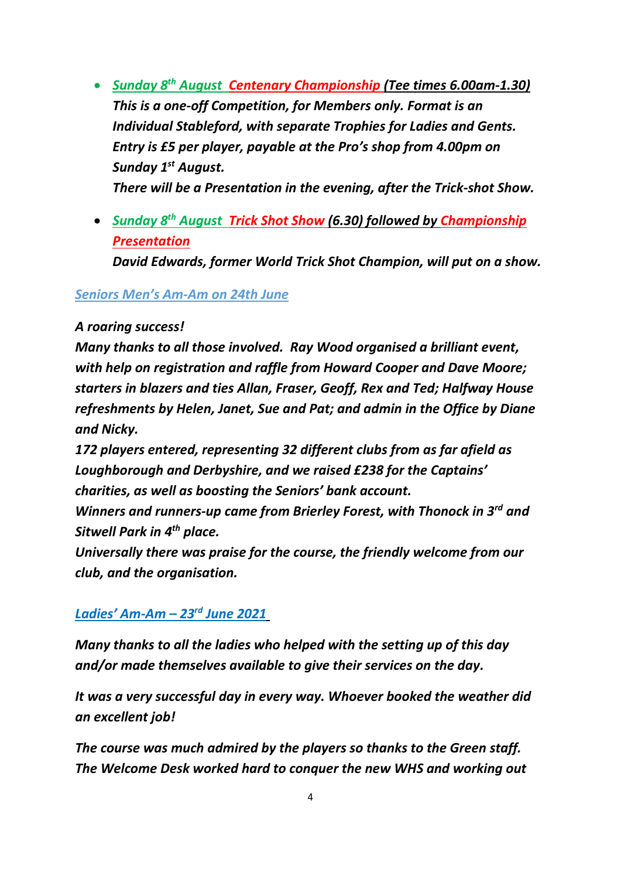- ***Sunday 8th August  Centenary Championship (Tee times 6.00am-1.30)***
  ***This is a one-off Competition, for Members only. Format is an Individual Stableford, with separate Trophies for Ladies and Gents. Entry is £5 per player, payable at the Pro's shop from 4.00pm on Sunday 1st August.***
  ***There will be a Presentation in the evening, after the Trick-shot Show.***

- ***Sunday 8th August  Trick Shot Show (6.30) followed by Championship Presentation***
  ***David Edwards, former World Trick Shot Champion, will put on a show.***

***Seniors Men's Am-Am on 24th June***

***A roaring success!***
***Many thanks to all those involved.  Ray Wood organised a brilliant event, with help on registration and raffle from Howard Cooper and Dave Moore; starters in blazers and ties Allan, Fraser, Geoff, Rex and Ted; Halfway House refreshments by Helen, Janet, Sue and Pat; and admin in the Office by Diane and Nicky.***
***172 players entered, representing 32 different clubs from as far afield as Loughborough and Derbyshire, and we raised £238 for the Captains' charities, as well as boosting the Seniors' bank account.***
***Winners and runners-up came from Brierley Forest, with Thonock in 3rd and Sitwell Park in 4th place.***
***Universally there was praise for the course, the friendly welcome from our club, and the organisation.***

***Ladies' Am-Am – 23rd June 2021***

***Many thanks to all the ladies who helped with the setting up of this day and/or made themselves available to give their services on the day.***

***It was a very successful day in every way. Whoever booked the weather did an excellent job!***

***The course was much admired by the players so thanks to the Green staff. The Welcome Desk worked hard to conquer the new WHS and working out***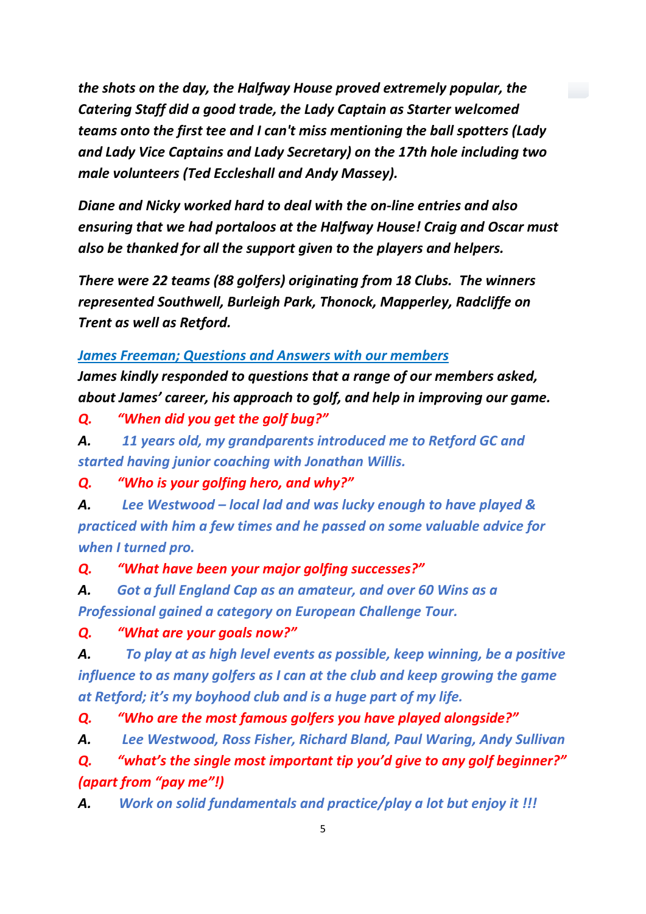*the shots on the day, the Halfway House proved extremely popular, the Catering Staff did a good trade, the Lady Captain as Starter welcomed teams onto the first tee and I can't miss mentioning the ball spotters (Lady and Lady Vice Captains and Lady Secretary) on the 17th hole including two male volunteers (Ted Eccleshall and Andy Massey).*

*Diane and Nicky worked hard to deal with the on-line entries and also ensuring that we had portaloos at the Halfway House! Craig and Oscar must also be thanked for all the support given to the players and helpers.*

*There were 22 teams (88 golfers) originating from 18 Clubs. The winners represented Southwell, Burleigh Park, Thonock, Mapperley, Radcliffe on Trent as well as Retford.*

***James Freeman; Questions and Answers with our members***

*James kindly responded to questions that a range of our members asked, about James' career, his approach to golf, and help in improving our game.*

***Q.** "When did you get the golf bug?"*

***A.** 11 years old, my grandparents introduced me to Retford GC and started having junior coaching with Jonathan Willis.*

***Q.** "Who is your golfing hero, and why?"*

***A.** Lee Westwood – local lad and was lucky enough to have played & practiced with him a few times and he passed on some valuable advice for when I turned pro.*

***Q.** "What have been your major golfing successes?"*

***A.** Got a full England Cap as an amateur, and over 60 Wins as a Professional gained a category on European Challenge Tour.*

***Q.** "What are your goals now?"*

***A.** To play at as high level events as possible, keep winning, be a positive influence to as many golfers as I can at the club and keep growing the game at Retford; it's my boyhood club and is a huge part of my life.*

***Q.** "Who are the most famous golfers you have played alongside?"*

***A.** Lee Westwood, Ross Fisher, Richard Bland, Paul Waring, Andy Sullivan*

***Q.** "what's the single most important tip you'd give to any golf beginner?" (apart from "pay me"!)*

***A.** Work on solid fundamentals and practice/play a lot but enjoy it !!!*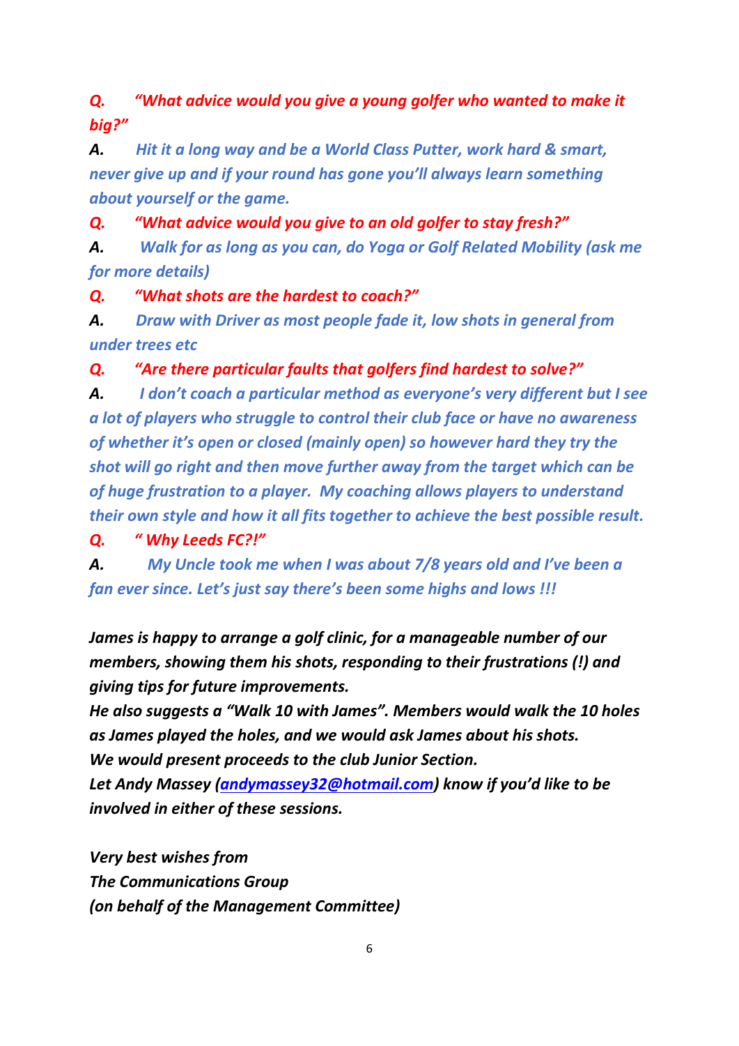***Q. "What advice would you give a young golfer who wanted to make it big?"***

***A. Hit it a long way and be a World Class Putter, work hard & smart, never give up and if your round has gone you'll always learn something about yourself or the game.***

***Q. "What advice would you give to an old golfer to stay fresh?"***

***A. Walk for as long as you can, do Yoga or Golf Related Mobility (ask me for more details)***

***Q. "What shots are the hardest to coach?"***

***A. Draw with Driver as most people fade it, low shots in general from under trees etc***

***Q. "Are there particular faults that golfers find hardest to solve?"***

***A. I don't coach a particular method as everyone's very different but I see a lot of players who struggle to control their club face or have no awareness of whether it's open or closed (mainly open) so however hard they try the shot will go right and then move further away from the target which can be of huge frustration to a player. My coaching allows players to understand their own style and how it all fits together to achieve the best possible result.***

***Q. " Why Leeds FC?!"***

***A. My Uncle took me when I was about 7/8 years old and I've been a fan ever since. Let's just say there's been some highs and lows !!!***

***James is happy to arrange a golf clinic, for a manageable number of our members, showing them his shots, responding to their frustrations (!) and giving tips for future improvements.***
***He also suggests a "Walk 10 with James". Members would walk the 10 holes as James played the holes, and we would ask James about his shots.***
***We would present proceeds to the club Junior Section.***
***Let Andy Massey (andymassey32@hotmail.com) know if you'd like to be involved in either of these sessions.***

***Very best wishes from***
***The Communications Group***
***(on behalf of the Management Committee)***